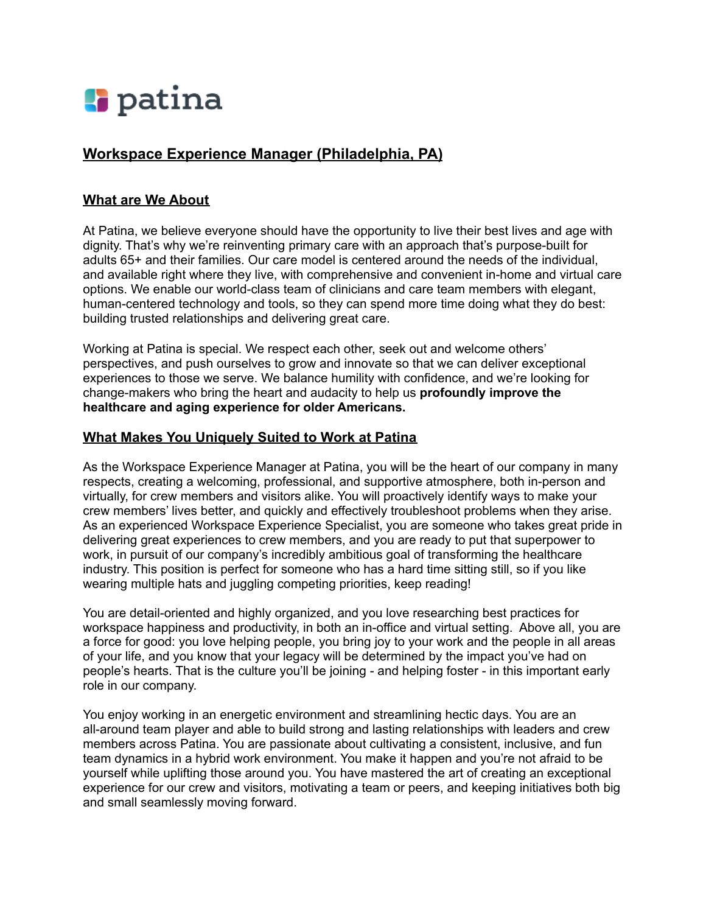patina

## Workspace Experience Manager (Philadelphia, PA)

### What are We About

At Patina, we believe everyone should have the opportunity to live their best lives and age with dignity. That's why we're reinventing primary care with an approach that's purpose-built for adults 65+ and their families. Our care model is centered around the needs of the individual, and available right where they live, with comprehensive and convenient in-home and virtual care options. We enable our world-class team of clinicians and care team members with elegant, human-centered technology and tools, so they can spend more time doing what they do best: building trusted relationships and delivering great care.

Working at Patina is special. We respect each other, seek out and welcome others' perspectives, and push ourselves to grow and innovate so that we can deliver exceptional experiences to those we serve. We balance humility with confidence, and we're looking for change-makers who bring the heart and audacity to help us **profoundly improve the healthcare and aging experience for older Americans.**

### What Makes You Uniquely Suited to Work at Patina

As the Workspace Experience Manager at Patina, you will be the heart of our company in many respects, creating a welcoming, professional, and supportive atmosphere, both in-person and virtually, for crew members and visitors alike. You will proactively identify ways to make your crew members' lives better, and quickly and effectively troubleshoot problems when they arise. As an experienced Workspace Experience Specialist, you are someone who takes great pride in delivering great experiences to crew members, and you are ready to put that superpower to work, in pursuit of our company's incredibly ambitious goal of transforming the healthcare industry. This position is perfect for someone who has a hard time sitting still, so if you like wearing multiple hats and juggling competing priorities, keep reading!

You are detail-oriented and highly organized, and you love researching best practices for workspace happiness and productivity, in both an in-office and virtual setting. Above all, you are a force for good: you love helping people, you bring joy to your work and the people in all areas of your life, and you know that your legacy will be determined by the impact you've had on people's hearts. That is the culture you'll be joining - and helping foster - in this important early role in our company.

You enjoy working in an energetic environment and streamlining hectic days. You are an all-around team player and able to build strong and lasting relationships with leaders and crew members across Patina. You are passionate about cultivating a consistent, inclusive, and fun team dynamics in a hybrid work environment. You make it happen and you're not afraid to be yourself while uplifting those around you. You have mastered the art of creating an exceptional experience for our crew and visitors, motivating a team or peers, and keeping initiatives both big and small seamlessly moving forward.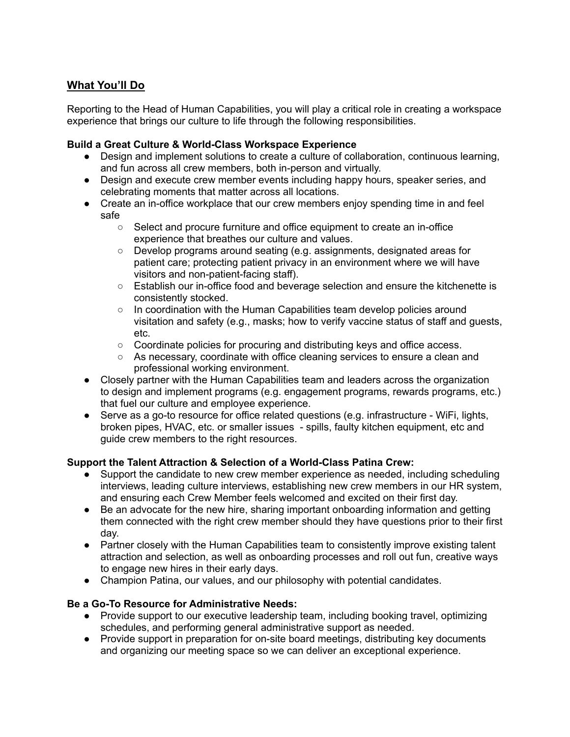## What You'll Do

Reporting to the Head of Human Capabilities, you will play a critical role in creating a workspace experience that brings our culture to life through the following responsibilities.

**Build a Great Culture & World-Class Workspace Experience**

- Design and implement solutions to create a culture of collaboration, continuous learning, and fun across all crew members, both in-person and virtually.
- Design and execute crew member events including happy hours, speaker series, and celebrating moments that matter across all locations.
- Create an in-office workplace that our crew members enjoy spending time in and feel safe
  - Select and procure furniture and office equipment to create an in-office experience that breathes our culture and values.
  - Develop programs around seating (e.g. assignments, designated areas for patient care; protecting patient privacy in an environment where we will have visitors and non-patient-facing staff).
  - Establish our in-office food and beverage selection and ensure the kitchenette is consistently stocked.
  - In coordination with the Human Capabilities team develop policies around visitation and safety (e.g., masks; how to verify vaccine status of staff and guests, etc.
  - Coordinate policies for procuring and distributing keys and office access.
  - As necessary, coordinate with office cleaning services to ensure a clean and professional working environment.
- Closely partner with the Human Capabilities team and leaders across the organization to design and implement programs (e.g. engagement programs, rewards programs, etc.) that fuel our culture and employee experience.
- Serve as a go-to resource for office related questions (e.g. infrastructure - WiFi, lights, broken pipes, HVAC, etc. or smaller issues - spills, faulty kitchen equipment, etc and guide crew members to the right resources.

**Support the Talent Attraction & Selection of a World-Class Patina Crew:**

- Support the candidate to new crew member experience as needed, including scheduling interviews, leading culture interviews, establishing new crew members in our HR system, and ensuring each Crew Member feels welcomed and excited on their first day.
- Be an advocate for the new hire, sharing important onboarding information and getting them connected with the right crew member should they have questions prior to their first day.
- Partner closely with the Human Capabilities team to consistently improve existing talent attraction and selection, as well as onboarding processes and roll out fun, creative ways to engage new hires in their early days.
- Champion Patina, our values, and our philosophy with potential candidates.

**Be a Go-To Resource for Administrative Needs:**

- Provide support to our executive leadership team, including booking travel, optimizing schedules, and performing general administrative support as needed.
- Provide support in preparation for on-site board meetings, distributing key documents and organizing our meeting space so we can deliver an exceptional experience.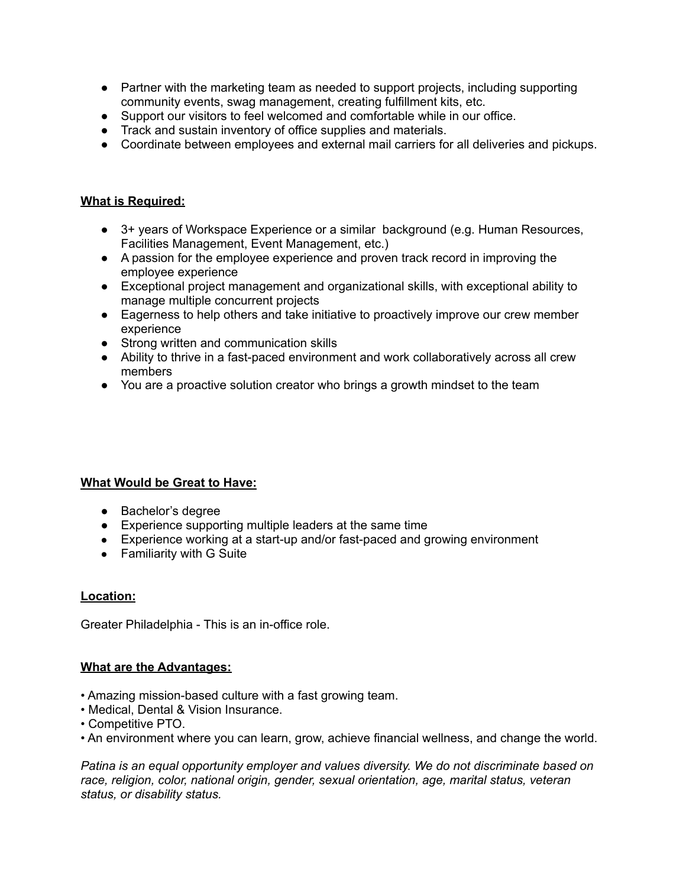- Partner with the marketing team as needed to support projects, including supporting community events, swag management, creating fulfillment kits, etc.
- Support our visitors to feel welcomed and comfortable while in our office.
- Track and sustain inventory of office supplies and materials.
- Coordinate between employees and external mail carriers for all deliveries and pickups.

**What is Required:**

- 3+ years of Workspace Experience or a similar background (e.g. Human Resources, Facilities Management, Event Management, etc.)
- A passion for the employee experience and proven track record in improving the employee experience
- Exceptional project management and organizational skills, with exceptional ability to manage multiple concurrent projects
- Eagerness to help others and take initiative to proactively improve our crew member experience
- Strong written and communication skills
- Ability to thrive in a fast-paced environment and work collaboratively across all crew members
- You are a proactive solution creator who brings a growth mindset to the team

**What Would be Great to Have:**

- Bachelor's degree
- Experience supporting multiple leaders at the same time
- Experience working at a start-up and/or fast-paced and growing environment
- Familiarity with G Suite

**Location:**

Greater Philadelphia - This is an in-office role.

**What are the Advantages:**

- Amazing mission-based culture with a fast growing team.
- Medical, Dental & Vision Insurance.
- Competitive PTO.
- An environment where you can learn, grow, achieve financial wellness, and change the world.

*Patina is an equal opportunity employer and values diversity. We do not discriminate based on race, religion, color, national origin, gender, sexual orientation, age, marital status, veteran status, or disability status.*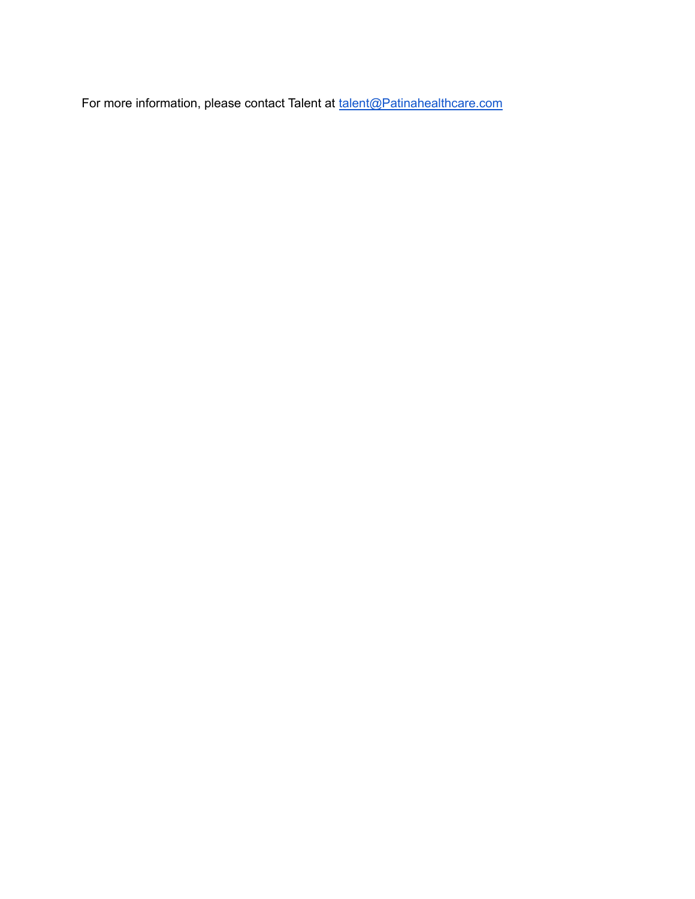For more information, please contact Talent at talent@Patinahealthcare.com